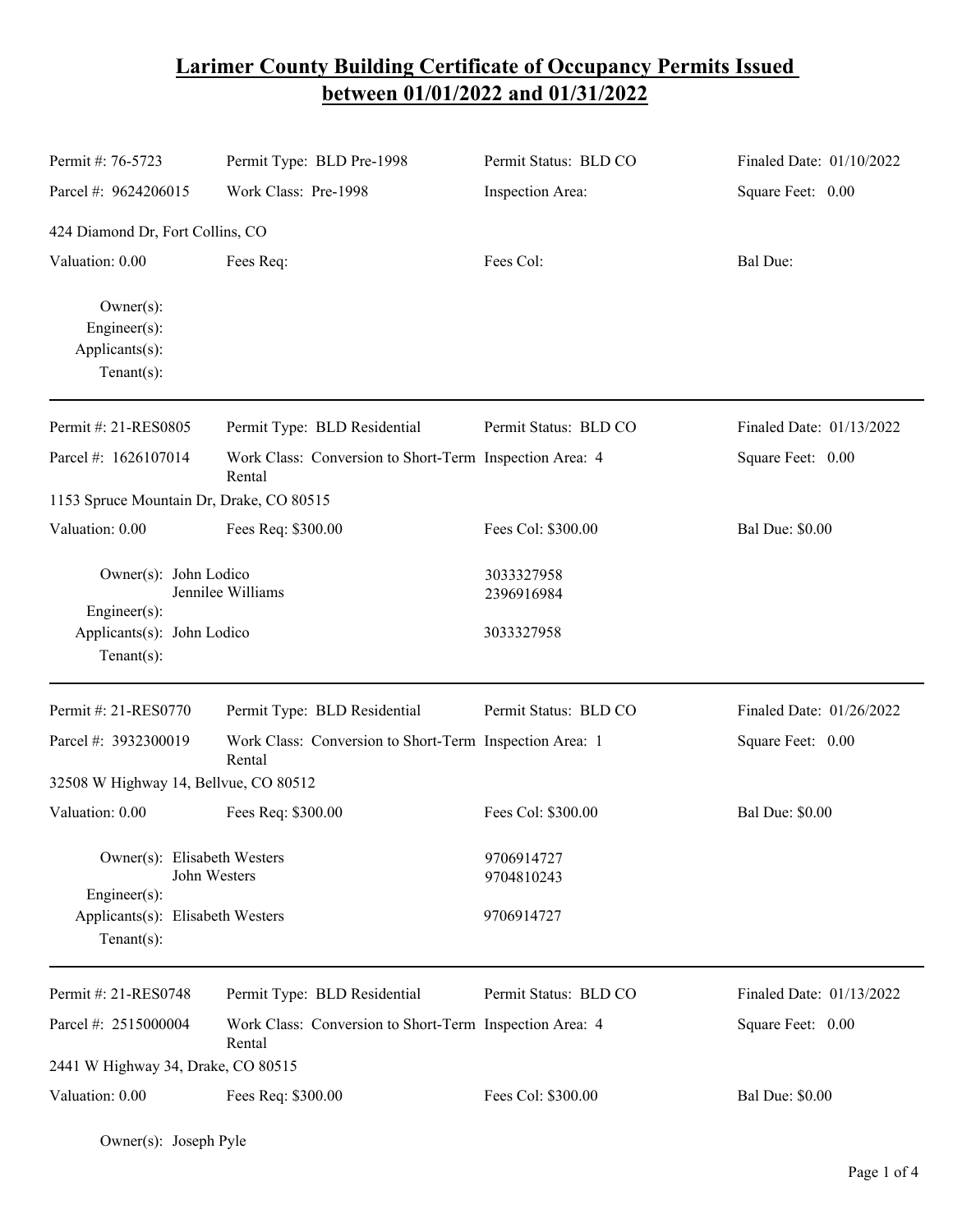# Larimer County Building Certificate of Occupancy Permits Issued between 01/01/2022 and 01/31/2022

| | | | |
|---|---|---|---|
| Permit #: 76-5723 | Permit Type: BLD Pre-1998 | Permit Status: BLD CO | Finaled Date: 01/10/2022 |
| Parcel #: 9624206015 | Work Class: Pre-1998 | Inspection Area: | Square Feet: 0.00 |

424 Diamond Dr, Fort Collins, CO

| | | | |
|---|---|---|---|
| Valuation: 0.00 | Fees Req: | Fees Col: | Bal Due: |

Owner(s):
Engineer(s):
Applicants(s):
Tenant(s):

---

| | | | |
|---|---|---|---|
| Permit #: 21-RES0805 | Permit Type: BLD Residential | Permit Status: BLD CO | Finaled Date: 01/13/2022 |
| Parcel #: 1626107014 | Work Class: Conversion to Short-Term Rental | Inspection Area: 4 | Square Feet: 0.00 |

1153 Spruce Mountain Dr, Drake, CO 80515

| | | | |
|---|---|---|---|
| Valuation: 0.00 | Fees Req: $300.00 | Fees Col: $300.00 | Bal Due: $0.00 |

Owner(s): John Lodico 3033327958
Jennilee Williams 2396916984
Engineer(s):
Applicants(s): John Lodico 3033327958
Tenant(s):

---

| | | | |
|---|---|---|---|
| Permit #: 21-RES0770 | Permit Type: BLD Residential | Permit Status: BLD CO | Finaled Date: 01/26/2022 |
| Parcel #: 3932300019 | Work Class: Conversion to Short-Term Rental | Inspection Area: 1 | Square Feet: 0.00 |

32508 W Highway 14, Bellvue, CO 80512

| | | | |
|---|---|---|---|
| Valuation: 0.00 | Fees Req: $300.00 | Fees Col: $300.00 | Bal Due: $0.00 |

Owner(s): Elisabeth Westers 9706914727
John Westers 9704810243
Engineer(s):
Applicants(s): Elisabeth Westers 9706914727
Tenant(s):

---

| | | | |
|---|---|---|---|
| Permit #: 21-RES0748 | Permit Type: BLD Residential | Permit Status: BLD CO | Finaled Date: 01/13/2022 |
| Parcel #: 2515000004 | Work Class: Conversion to Short-Term Rental | Inspection Area: 4 | Square Feet: 0.00 |

2441 W Highway 34, Drake, CO 80515

| | | | |
|---|---|---|---|
| Valuation: 0.00 | Fees Req: $300.00 | Fees Col: $300.00 | Bal Due: $0.00 |

Owner(s): Joseph Pyle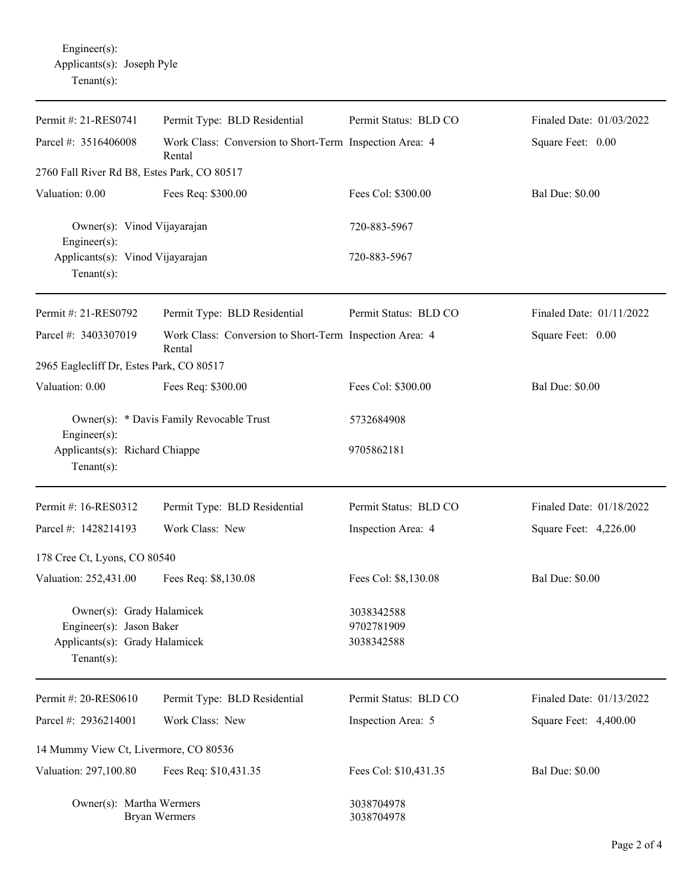Engineer(s):
Applicants(s): Joseph Pyle
Tenant(s):

---

| Permit #: 21-RES0741 | Permit Type: BLD Residential | Permit Status: BLD CO | Finaled Date: 01/03/2022 |
|---|---|---|---|
| Parcel #: 3516406008 | Work Class: Conversion to Short-Term Rental | Inspection Area: 4 | Square Feet: 0.00 |
| 2760 Fall River Rd B8, Estes Park, CO 80517 | | | |
| Valuation: 0.00 | Fees Req: $300.00 | Fees Col: $300.00 | Bal Due: $0.00 |

Owner(s): Vinod Vijayarajan — 720-883-5967
Engineer(s):
Applicants(s): Vinod Vijayarajan — 720-883-5967
Tenant(s):

---

| Permit #: 21-RES0792 | Permit Type: BLD Residential | Permit Status: BLD CO | Finaled Date: 01/11/2022 |
|---|---|---|---|
| Parcel #: 3403307019 | Work Class: Conversion to Short-Term Rental | Inspection Area: 4 | Square Feet: 0.00 |
| 2965 Eaglecliff Dr, Estes Park, CO 80517 | | | |
| Valuation: 0.00 | Fees Req: $300.00 | Fees Col: $300.00 | Bal Due: $0.00 |

Owner(s): * Davis Family Revocable Trust — 5732684908
Engineer(s):
Applicants(s): Richard Chiappe — 9705862181
Tenant(s):

---

| Permit #: 16-RES0312 | Permit Type: BLD Residential | Permit Status: BLD CO | Finaled Date: 01/18/2022 |
|---|---|---|---|
| Parcel #: 1428214193 | Work Class: New | Inspection Area: 4 | Square Feet: 4,226.00 |
| 178 Cree Ct, Lyons, CO 80540 | | | |
| Valuation: 252,431.00 | Fees Req: $8,130.08 | Fees Col: $8,130.08 | Bal Due: $0.00 |

Owner(s): Grady Halamicek — 3038342588
Engineer(s): Jason Baker — 9702781909
Applicants(s): Grady Halamicek — 3038342588
Tenant(s):

---

| Permit #: 20-RES0610 | Permit Type: BLD Residential | Permit Status: BLD CO | Finaled Date: 01/13/2022 |
|---|---|---|---|
| Parcel #: 2936214001 | Work Class: New | Inspection Area: 5 | Square Feet: 4,400.00 |
| 14 Mummy View Ct, Livermore, CO 80536 | | | |
| Valuation: 297,100.80 | Fees Req: $10,431.35 | Fees Col: $10,431.35 | Bal Due: $0.00 |

Owner(s): Martha Wermers — 3038704978
Bryan Wermers — 3038704978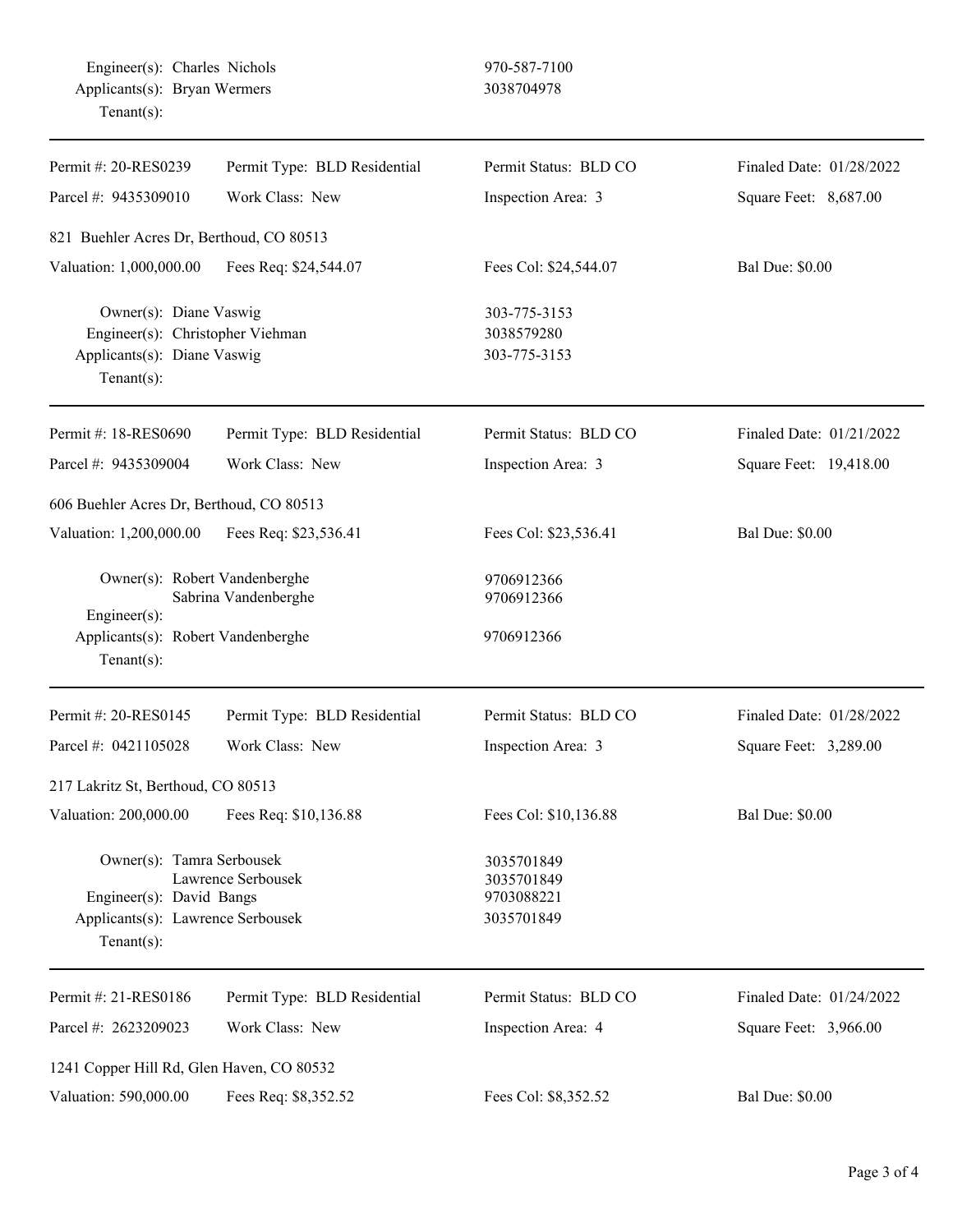Engineer(s): Charles Nichols 970-587-7100
Applicants(s): Bryan Wermers 3038704978
Tenant(s):

---

| Permit #: 20-RES0239 | Permit Type: BLD Residential | Permit Status: BLD CO | Finaled Date: 01/28/2022 |
|---|---|---|---|
| Parcel #: 9435309010 | Work Class: New | Inspection Area: 3 | Square Feet: 8,687.00 |

821 Buehler Acres Dr, Berthoud, CO 80513

| Valuation: 1,000,000.00 | Fees Req: $24,544.07 | Fees Col: $24,544.07 | Bal Due: $0.00 |
|---|---|---|---|

Owner(s): Diane Vaswig 303-775-3153
Engineer(s): Christopher Viehman 3038579280
Applicants(s): Diane Vaswig 303-775-3153
Tenant(s):

---

| Permit #: 18-RES0690 | Permit Type: BLD Residential | Permit Status: BLD CO | Finaled Date: 01/21/2022 |
|---|---|---|---|
| Parcel #: 9435309004 | Work Class: New | Inspection Area: 3 | Square Feet: 19,418.00 |

606 Buehler Acres Dr, Berthoud, CO 80513

| Valuation: 1,200,000.00 | Fees Req: $23,536.41 | Fees Col: $23,536.41 | Bal Due: $0.00 |
|---|---|---|---|

Owner(s): Robert Vandenberghe 9706912366
Sabrina Vandenberghe 9706912366
Engineer(s):
Applicants(s): Robert Vandenberghe 9706912366
Tenant(s):

---

| Permit #: 20-RES0145 | Permit Type: BLD Residential | Permit Status: BLD CO | Finaled Date: 01/28/2022 |
|---|---|---|---|
| Parcel #: 0421105028 | Work Class: New | Inspection Area: 3 | Square Feet: 3,289.00 |

217 Lakritz St, Berthoud, CO 80513

| Valuation: 200,000.00 | Fees Req: $10,136.88 | Fees Col: $10,136.88 | Bal Due: $0.00 |
|---|---|---|---|

Owner(s): Tamra Serbousek 3035701849
Lawrence Serbousek 3035701849
Engineer(s): David Bangs 9703088221
Applicants(s): Lawrence Serbousek 3035701849
Tenant(s):

---

| Permit #: 21-RES0186 | Permit Type: BLD Residential | Permit Status: BLD CO | Finaled Date: 01/24/2022 |
|---|---|---|---|
| Parcel #: 2623209023 | Work Class: New | Inspection Area: 4 | Square Feet: 3,966.00 |

1241 Copper Hill Rd, Glen Haven, CO 80532

| Valuation: 590,000.00 | Fees Req: $8,352.52 | Fees Col: $8,352.52 | Bal Due: $0.00 |
|---|---|---|---|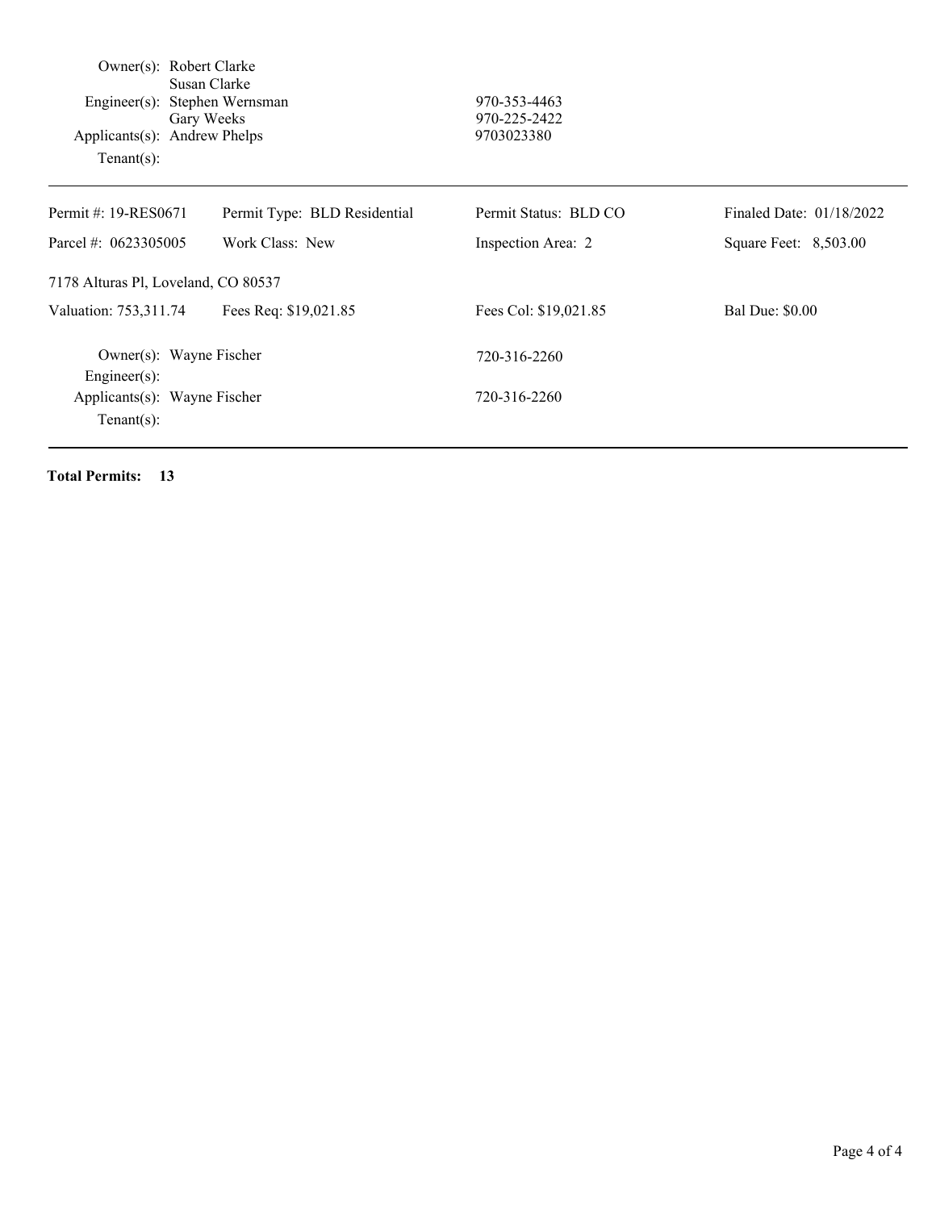Owner(s): Robert Clarke
Susan Clarke
Engineer(s): Stephen Wernsman 970-353-4463
Gary Weeks 970-225-2422
Applicants(s): Andrew Phelps 9703023380
Tenant(s):

---

| | | | |
|---|---|---|---|
| Permit #: 19-RES0671 | Permit Type: BLD Residential | Permit Status: BLD CO | Finaled Date: 01/18/2022 |
| Parcel #: 0623305005 | Work Class: New | Inspection Area: 2 | Square Feet: 8,503.00 |
| 7178 Alturas Pl, Loveland, CO 80537 | | | |
| Valuation: 753,311.74 | Fees Req: $19,021.85 | Fees Col: $19,021.85 | Bal Due: $0.00 |

Owner(s): Wayne Fischer 720-316-2260
Engineer(s):
Applicants(s): Wayne Fischer 720-316-2260
Tenant(s):

---

**Total Permits: 13**